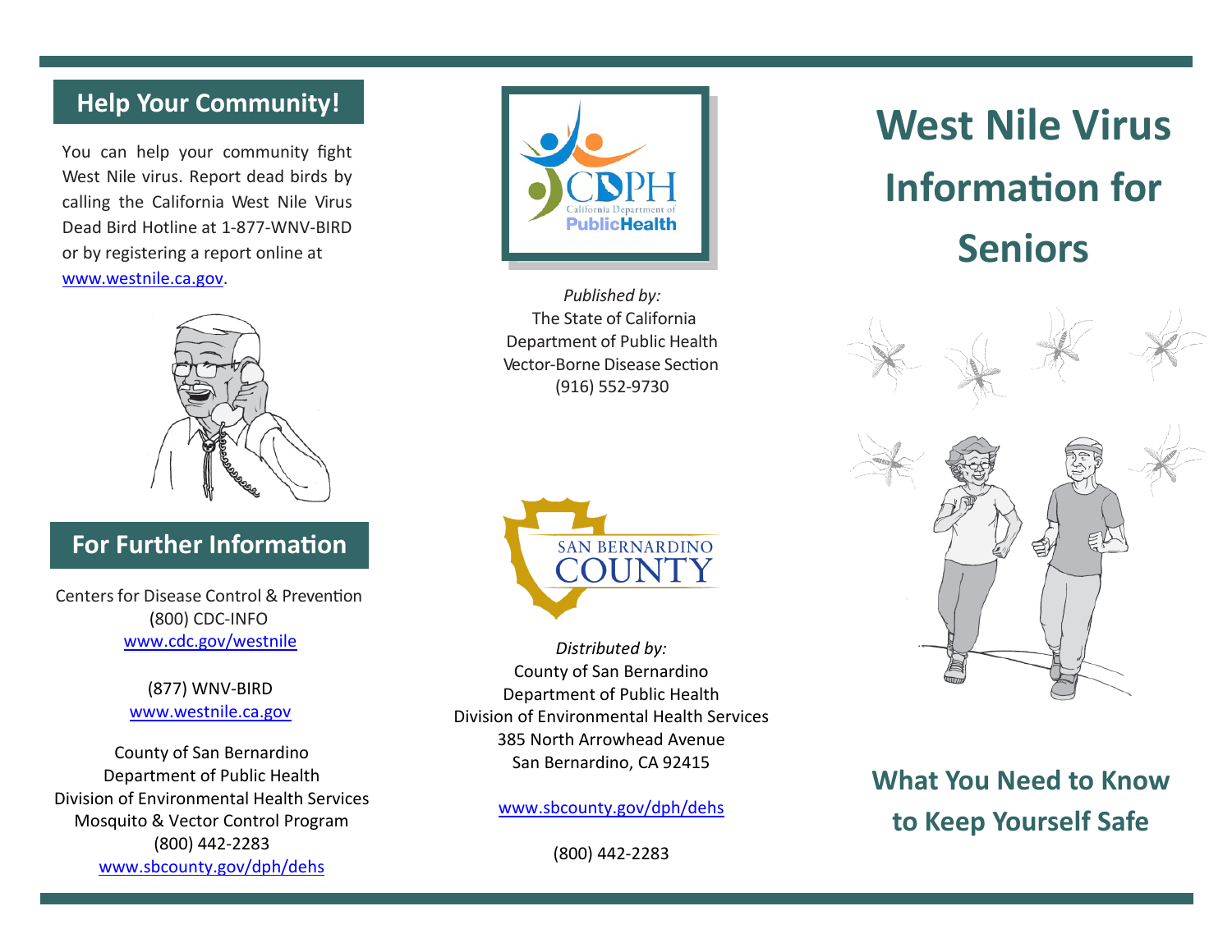## Help Your Community!

You can help your community fight West Nile virus. Report dead birds by calling the California West Nile Virus Dead Bird Hotline at 1-877-WNV-BIRD or by registering a report online at www.westnile.ca.gov.

## For Further Information

Centers for Disease Control & Prevention
(800) CDC-INFO
www.cdc.gov/westnile

(877) WNV-BIRD
www.westnile.ca.gov

County of San Bernardino
Department of Public Health
Division of Environmental Health Services
Mosquito & Vector Control Program
(800) 442-2283
www.sbcounty.gov/dph/dehs

CDPH California Department of Public Health

*Published by:*
The State of California
Department of Public Health
Vector-Borne Disease Section
(916) 552-9730

SAN BERNARDINO COUNTY

*Distributed by:*
County of San Bernardino
Department of Public Health
Division of Environmental Health Services
385 North Arrowhead Avenue
San Bernardino, CA 92415

www.sbcounty.gov/dph/dehs

(800) 442-2283

# West Nile Virus Information for Seniors

## What You Need to Know to Keep Yourself Safe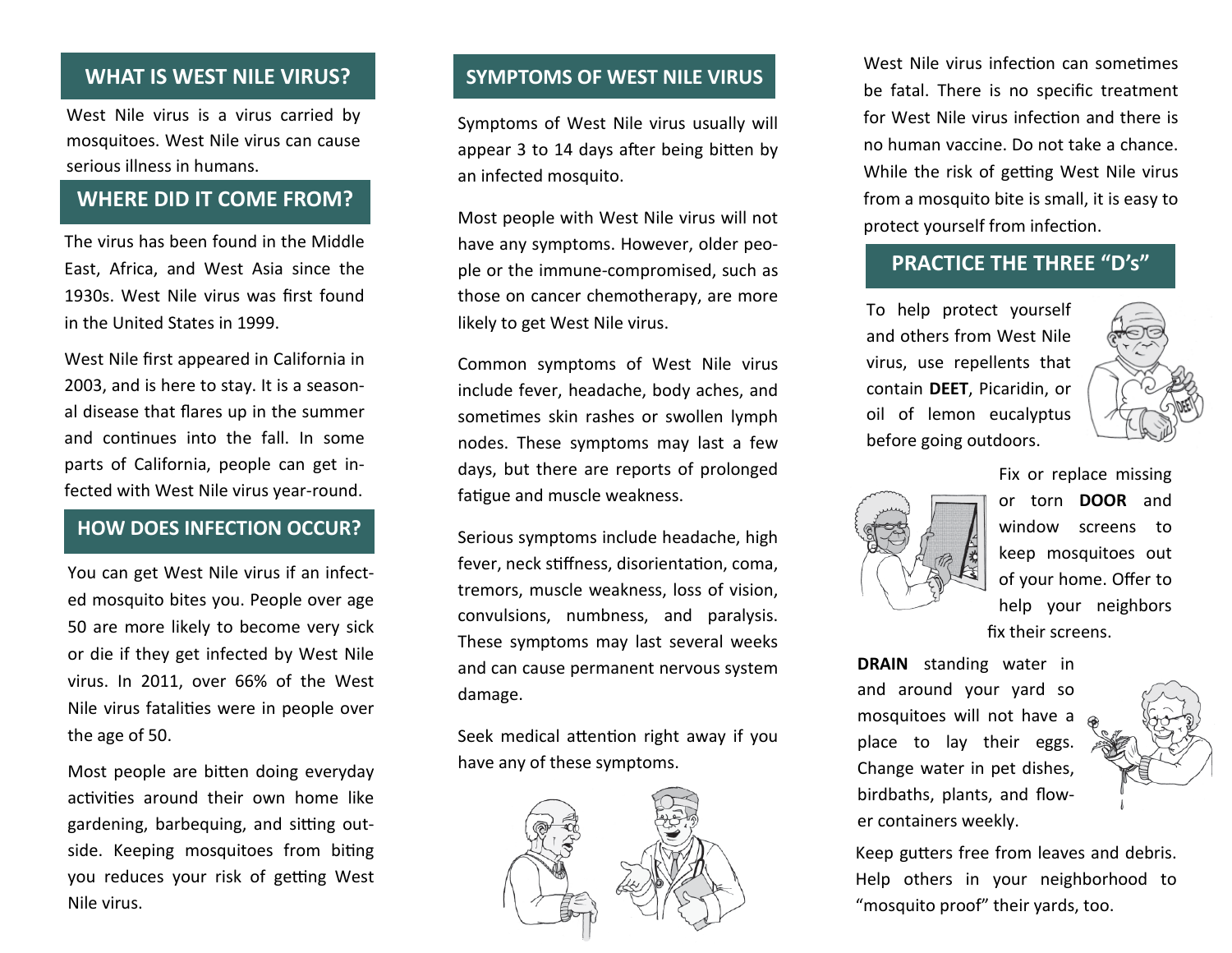## WHAT IS WEST NILE VIRUS?

West Nile virus is a virus carried by mosquitoes. West Nile virus can cause serious illness in humans.

## WHERE DID IT COME FROM?

The virus has been found in the Middle East, Africa, and West Asia since the 1930s. West Nile virus was first found in the United States in 1999.

West Nile first appeared in California in 2003, and is here to stay. It is a seasonal disease that flares up in the summer and continues into the fall. In some parts of California, people can get infected with West Nile virus year-round.

## HOW DOES INFECTION OCCUR?

You can get West Nile virus if an infected mosquito bites you. People over age 50 are more likely to become very sick or die if they get infected by West Nile virus. In 2011, over 66% of the West Nile virus fatalities were in people over the age of 50.

Most people are bitten doing everyday activities around their own home like gardening, barbequing, and sitting outside. Keeping mosquitoes from biting you reduces your risk of getting West Nile virus.

## SYMPTOMS OF WEST NILE VIRUS

Symptoms of West Nile virus usually will appear 3 to 14 days after being bitten by an infected mosquito.

Most people with West Nile virus will not have any symptoms. However, older people or the immune-compromised, such as those on cancer chemotherapy, are more likely to get West Nile virus.

Common symptoms of West Nile virus include fever, headache, body aches, and sometimes skin rashes or swollen lymph nodes. These symptoms may last a few days, but there are reports of prolonged fatigue and muscle weakness.

Serious symptoms include headache, high fever, neck stiffness, disorientation, coma, tremors, muscle weakness, loss of vision, convulsions, numbness, and paralysis. These symptoms may last several weeks and can cause permanent nervous system damage.

Seek medical attention right away if you have any of these symptoms.

West Nile virus infection can sometimes be fatal. There is no specific treatment for West Nile virus infection and there is no human vaccine. Do not take a chance. While the risk of getting West Nile virus from a mosquito bite is small, it is easy to protect yourself from infection.

## PRACTICE THE THREE "D's"

To help protect yourself and others from West Nile virus, use repellents that contain **DEET**, Picaridin, or oil of lemon eucalyptus before going outdoors.

Fix or replace missing or torn **DOOR** and window screens to keep mosquitoes out of your home. Offer to help your neighbors fix their screens.

**DRAIN** standing water in and around your yard so mosquitoes will not have a place to lay their eggs. Change water in pet dishes, birdbaths, plants, and flower containers weekly.

Keep gutters free from leaves and debris. Help others in your neighborhood to "mosquito proof" their yards, too.